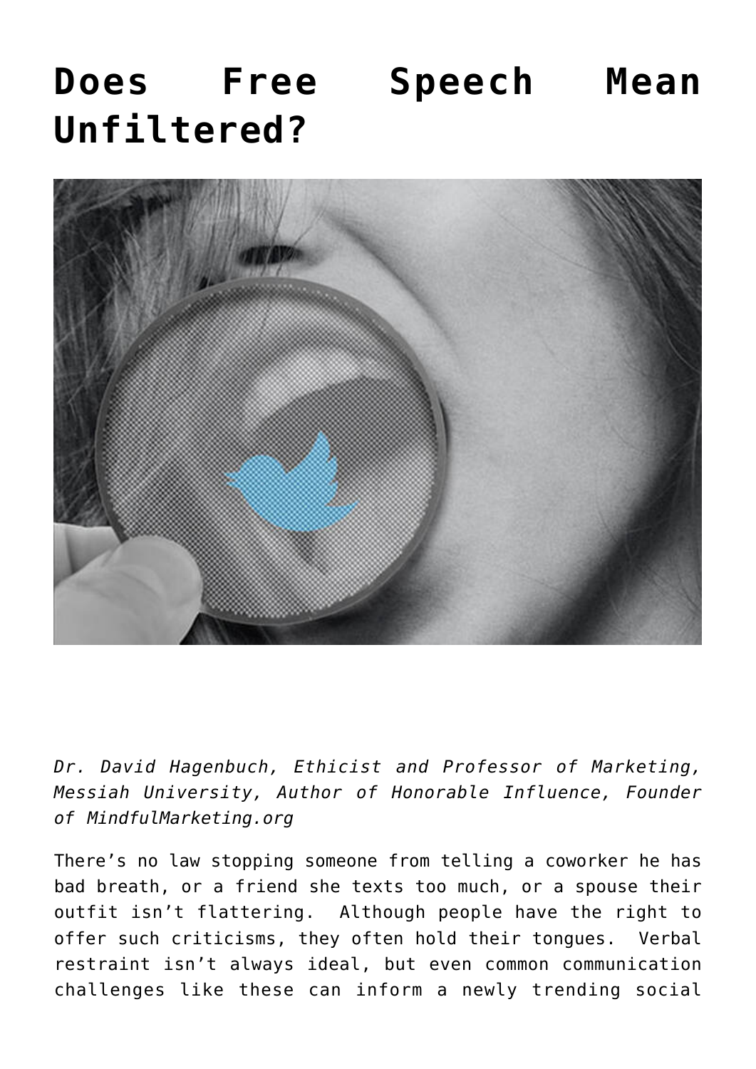# Does Free Speech Mean Unfiltered?

*Dr. David Hagenbuch, Ethicist and Professor of Marketing, Messiah University, Author of Honorable Influence, Founder of MindfulMarketing.org*

There's no law stopping someone from telling a coworker he has bad breath, or a friend she texts too much, or a spouse their outfit isn't flattering. Although people have the right to offer such criticisms, they often hold their tongues. Verbal restraint isn't always ideal, but even common communication challenges like these can inform a newly trending social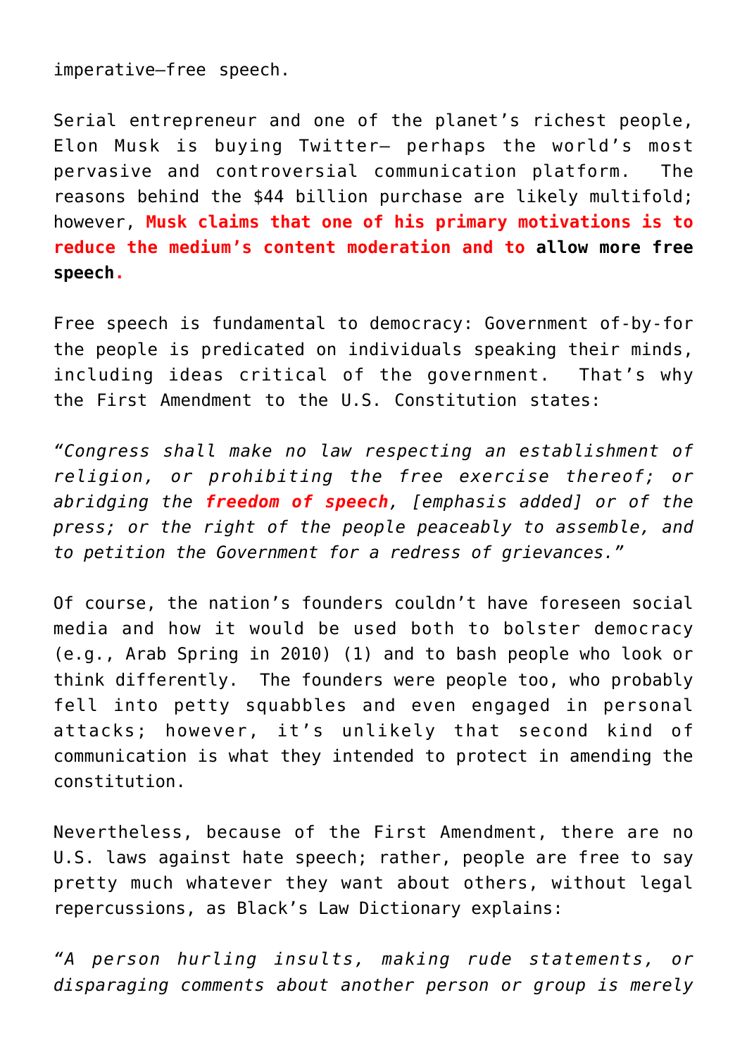imperative—free speech.

Serial entrepreneur and one of the planet's richest people, Elon Musk is buying Twitter— perhaps the world's most pervasive and controversial communication platform. The reasons behind the $44 billion purchase are likely multifold; however, **Musk claims that one of his primary motivations is to reduce the medium's content moderation and to allow more free speech.**

Free speech is fundamental to democracy: Government of-by-for the people is predicated on individuals speaking their minds, including ideas critical of the government. That's why the First Amendment to the U.S. Constitution states:

*"Congress shall make no law respecting an establishment of religion, or prohibiting the free exercise thereof; or abridging the **freedom of speech**, [emphasis added] or of the press; or the right of the people peaceably to assemble, and to petition the Government for a redress of grievances."*

Of course, the nation's founders couldn't have foreseen social media and how it would be used both to bolster democracy (e.g., Arab Spring in 2010) (1) and to bash people who look or think differently. The founders were people too, who probably fell into petty squabbles and even engaged in personal attacks; however, it's unlikely that second kind of communication is what they intended to protect in amending the constitution.

Nevertheless, because of the First Amendment, there are no U.S. laws against hate speech; rather, people are free to say pretty much whatever they want about others, without legal repercussions, as Black's Law Dictionary explains:

*"A person hurling insults, making rude statements, or disparaging comments about another person or group is merely*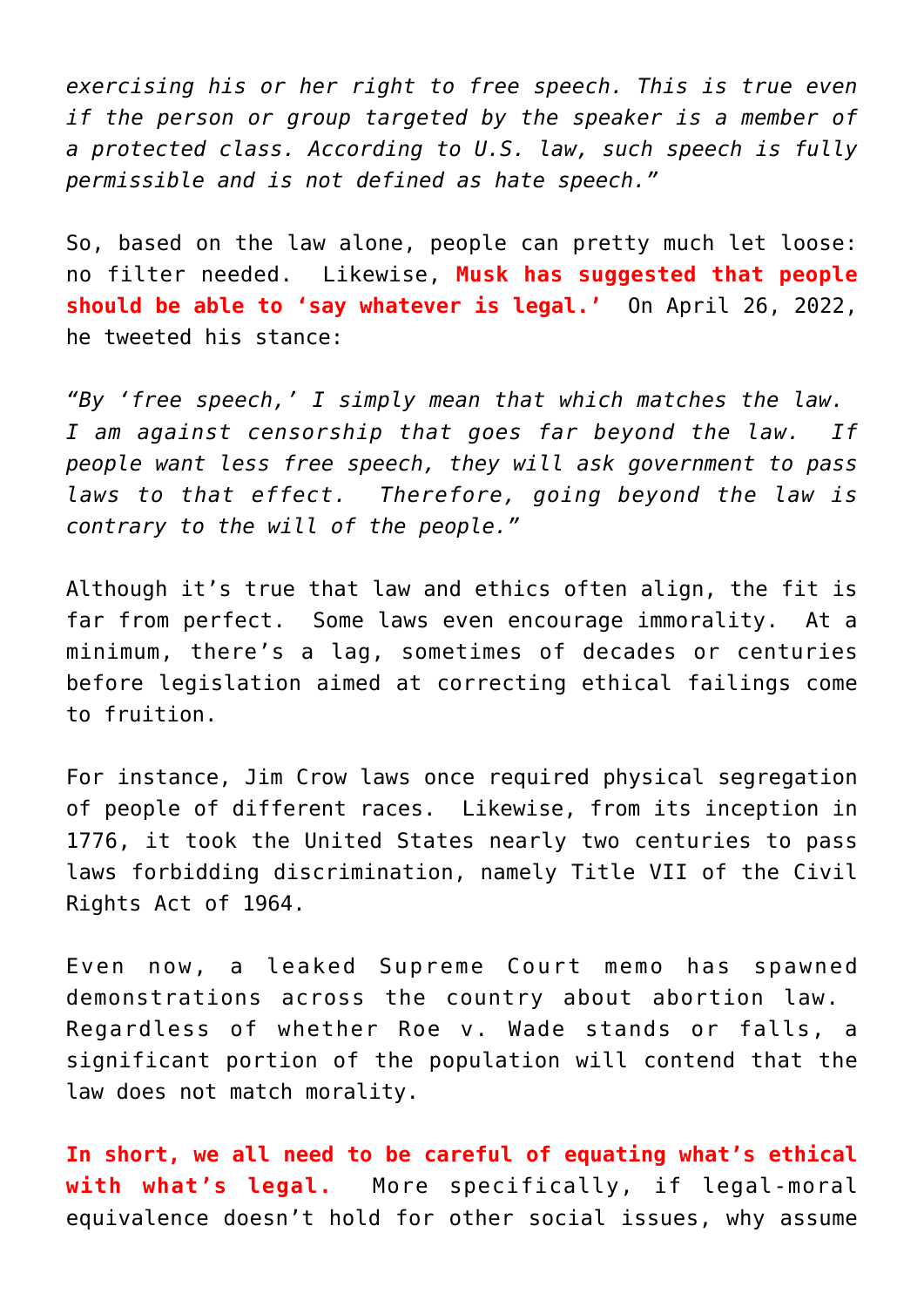*exercising his or her right to free speech. This is true even if the person or group targeted by the speaker is a member of a protected class. According to U.S. law, such speech is fully permissible and is not defined as hate speech."*

So, based on the law alone, people can pretty much let loose: no filter needed. Likewise, **Musk has suggested that people should be able to 'say whatever is legal.'** On April 26, 2022, he tweeted his stance:

*"By 'free speech,' I simply mean that which matches the law. I am against censorship that goes far beyond the law. If people want less free speech, they will ask government to pass laws to that effect. Therefore, going beyond the law is contrary to the will of the people."*

Although it's true that law and ethics often align, the fit is far from perfect. Some laws even encourage immorality. At a minimum, there's a lag, sometimes of decades or centuries before legislation aimed at correcting ethical failings come to fruition.

For instance, Jim Crow laws once required physical segregation of people of different races. Likewise, from its inception in 1776, it took the United States nearly two centuries to pass laws forbidding discrimination, namely Title VII of the Civil Rights Act of 1964.

Even now, a leaked Supreme Court memo has spawned demonstrations across the country about abortion law. Regardless of whether Roe v. Wade stands or falls, a significant portion of the population will contend that the law does not match morality.

**In short, we all need to be careful of equating what's ethical with what's legal.** More specifically, if legal-moral equivalence doesn't hold for other social issues, why assume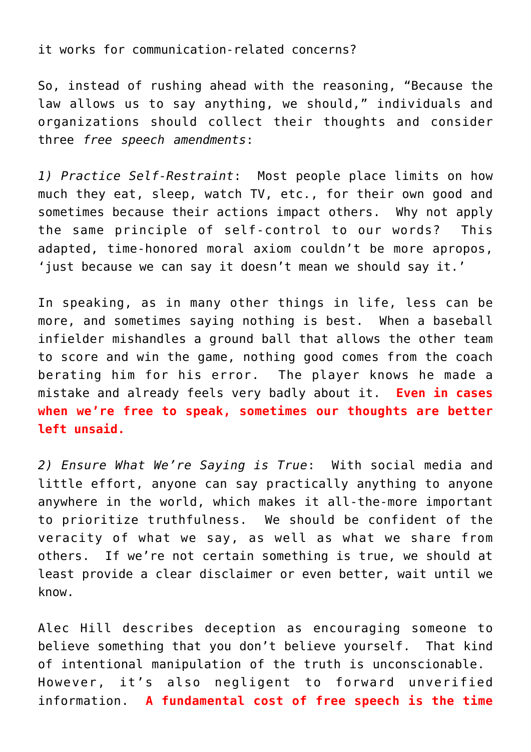it works for communication-related concerns?

So, instead of rushing ahead with the reasoning, “Because the law allows us to say anything, we should,” individuals and organizations should collect their thoughts and consider three *free speech amendments*:

*1) Practice Self-Restraint*: Most people place limits on how much they eat, sleep, watch TV, etc., for their own good and sometimes because their actions impact others. Why not apply the same principle of self-control to our words? This adapted, time-honored moral axiom couldn’t be more apropos, ‘just because we can say it doesn’t mean we should say it.’

In speaking, as in many other things in life, less can be more, and sometimes saying nothing is best. When a baseball infielder mishandles a ground ball that allows the other team to score and win the game, nothing good comes from the coach berating him for his error. The player knows he made a mistake and already feels very badly about it. **Even in cases when we’re free to speak, sometimes our thoughts are better left unsaid.**

*2) Ensure What We’re Saying is True*: With social media and little effort, anyone can say practically anything to anyone anywhere in the world, which makes it all-the-more important to prioritize truthfulness. We should be confident of the veracity of what we say, as well as what we share from others. If we’re not certain something is true, we should at least provide a clear disclaimer or even better, wait until we know.

Alec Hill describes deception as encouraging someone to believe something that you don’t believe yourself. That kind of intentional manipulation of the truth is unconscionable. However, it’s also negligent to forward unverified information. **A fundamental cost of free speech is the time**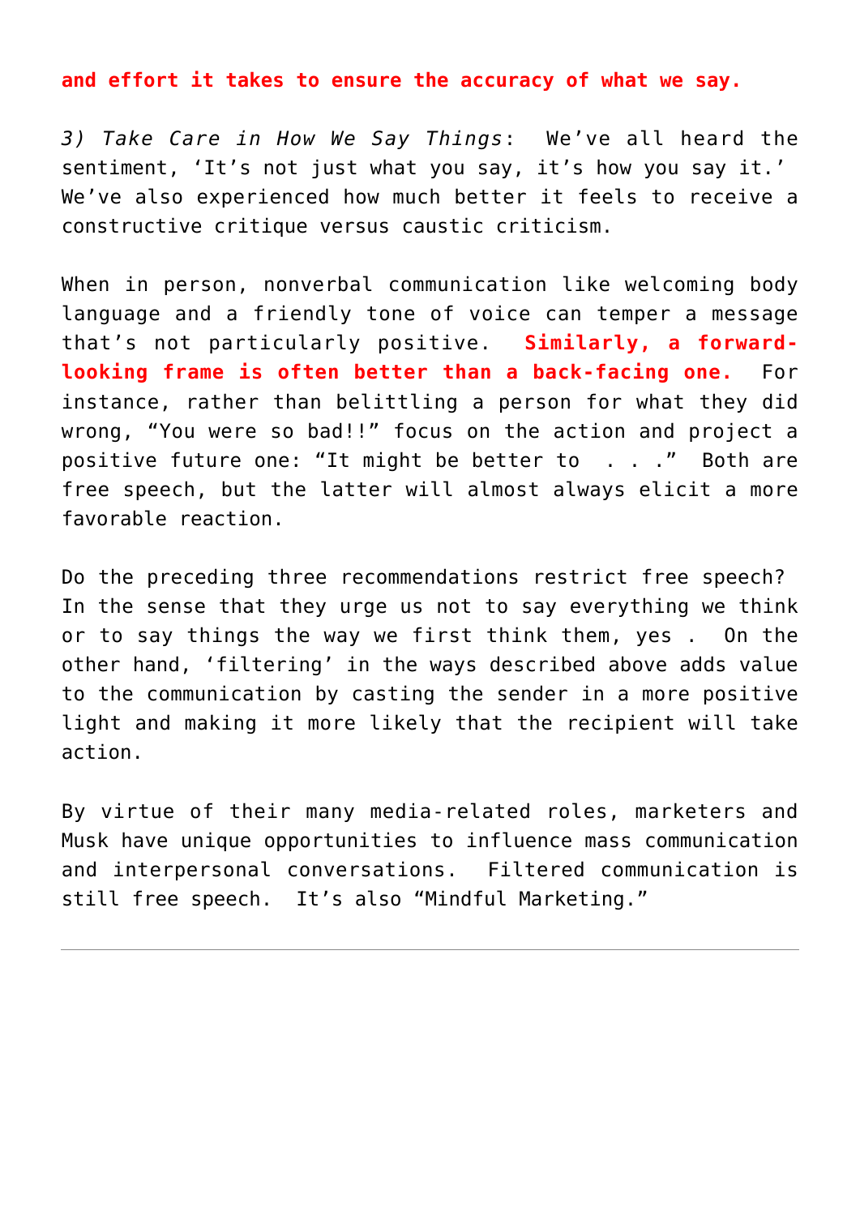**and effort it takes to ensure the accuracy of what we say.**

*3) Take Care in How We Say Things*: We've all heard the sentiment, 'It's not just what you say, it's how you say it.' We've also experienced how much better it feels to receive a constructive critique versus caustic criticism.

When in person, nonverbal communication like welcoming body language and a friendly tone of voice can temper a message that's not particularly positive. **Similarly, a forward-looking frame is often better than a back-facing one.** For instance, rather than belittling a person for what they did wrong, "You were so bad!!" focus on the action and project a positive future one: "It might be better to . . ." Both are free speech, but the latter will almost always elicit a more favorable reaction.

Do the preceding three recommendations restrict free speech? In the sense that they urge us not to say everything we think or to say things the way we first think them, yes . On the other hand, 'filtering' in the ways described above adds value to the communication by casting the sender in a more positive light and making it more likely that the recipient will take action.

By virtue of their many media-related roles, marketers and Musk have unique opportunities to influence mass communication and interpersonal conversations. Filtered communication is still free speech. It's also "Mindful Marketing."

---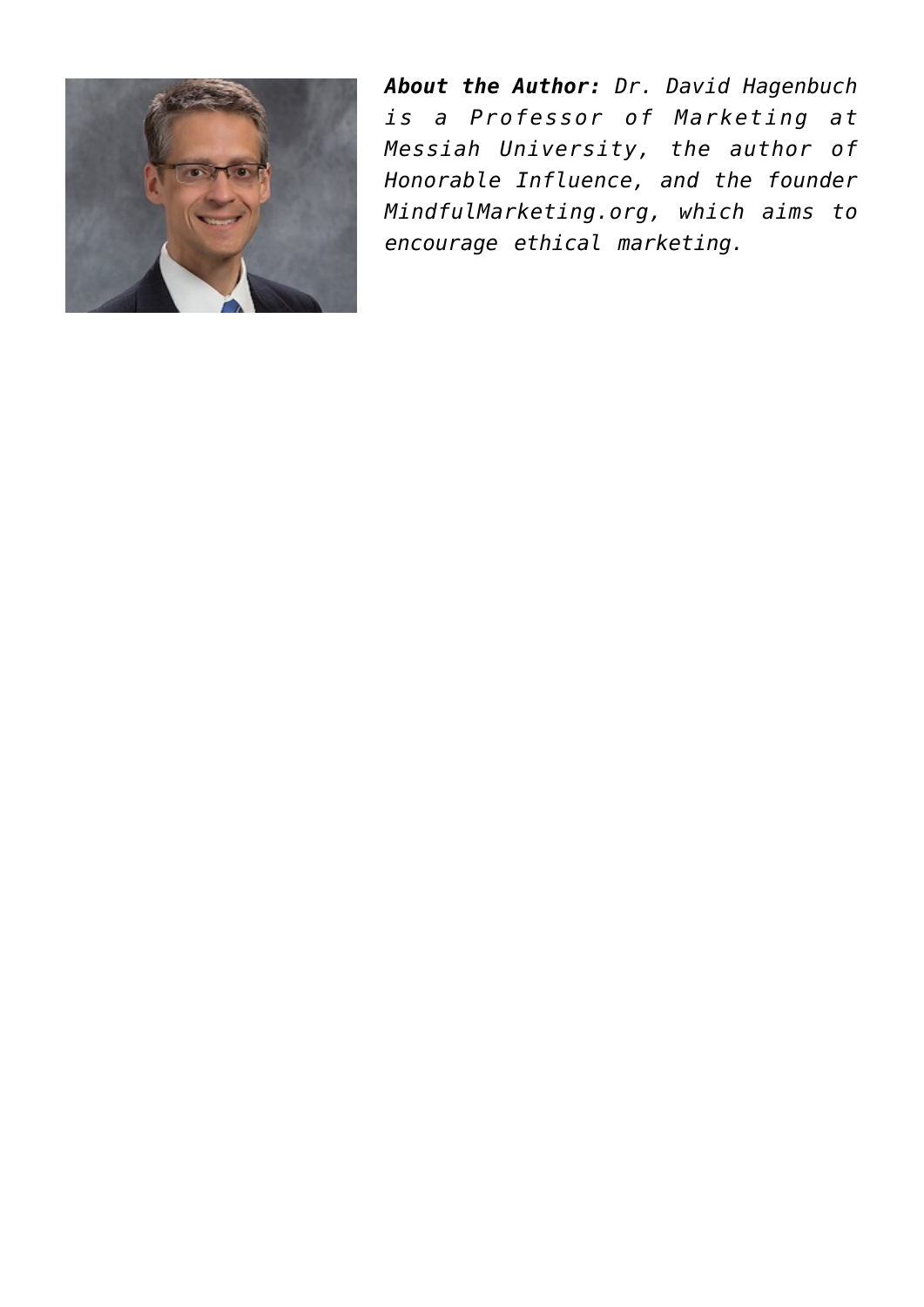***About the Author:*** *Dr. David Hagenbuch is a Professor of Marketing at Messiah University, the author of Honorable Influence, and the founder MindfulMarketing.org, which aims to encourage ethical marketing.*